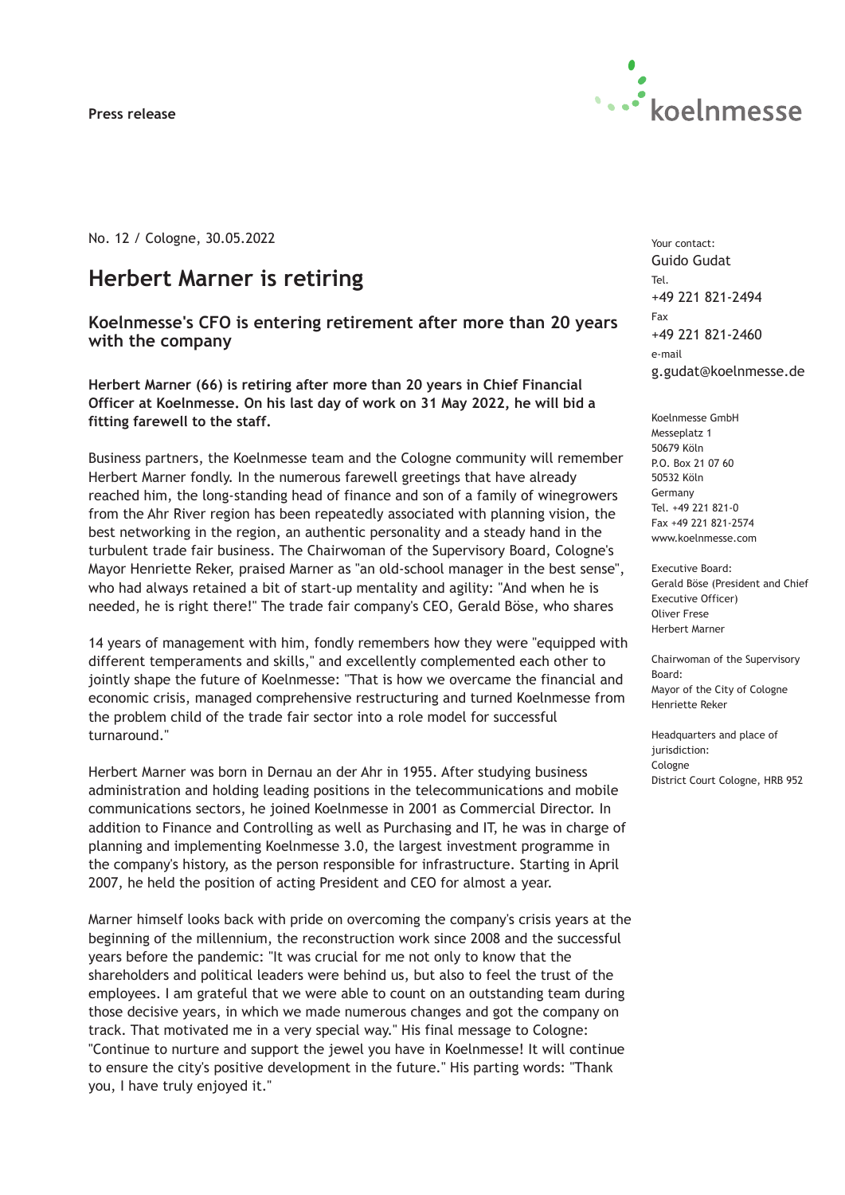**Press release**

No. 12 / Cologne, 30.05.2022

# Herbert Marner is retiring

## Koelnmesse's CFO is entering retirement after more than 20 years with the company

**Herbert Marner (66) is retiring after more than 20 years in Chief Financial Officer at Koelnmesse. On his last day of work on 31 May 2022, he will bid a fitting farewell to the staff.**

Business partners, the Koelnmesse team and the Cologne community will remember Herbert Marner fondly. In the numerous farewell greetings that have already reached him, the long-standing head of finance and son of a family of winegrowers from the Ahr River region has been repeatedly associated with planning vision, the best networking in the region, an authentic personality and a steady hand in the turbulent trade fair business. The Chairwoman of the Supervisory Board, Cologne's Mayor Henriette Reker, praised Marner as "an old-school manager in the best sense", who had always retained a bit of start-up mentality and agility: "And when he is needed, he is right there!" The trade fair company's CEO, Gerald Böse, who shares 14 years of management with him, fondly remembers how they were "equipped with different temperaments and skills," and excellently complemented each other to jointly shape the future of Koelnmesse: "That is how we overcame the financial and economic crisis, managed comprehensive restructuring and turned Koelnmesse from the problem child of the trade fair sector into a role model for successful turnaround."

Herbert Marner was born in Dernau an der Ahr in 1955. After studying business administration and holding leading positions in the telecommunications and mobile communications sectors, he joined Koelnmesse in 2001 as Commercial Director. In addition to Finance and Controlling as well as Purchasing and IT, he was in charge of planning and implementing Koelnmesse 3.0, the largest investment programme in the company's history, as the person responsible for infrastructure. Starting in April 2007, he held the position of acting President and CEO for almost a year.

Marner himself looks back with pride on overcoming the company's crisis years at the beginning of the millennium, the reconstruction work since 2008 and the successful years before the pandemic: "It was crucial for me not only to know that the shareholders and political leaders were behind us, but also to feel the trust of the employees. I am grateful that we were able to count on an outstanding team during those decisive years, in which we made numerous changes and got the company on track. That motivated me in a very special way." His final message to Cologne: "Continue to nurture and support the jewel you have in Koelnmesse! It will continue to ensure the city's positive development in the future." His parting words: "Thank you, I have truly enjoyed it."

Your contact:
Guido Gudat
Tel.
+49 221 821-2494
Fax
+49 221 821-2460
e-mail
g.gudat@koelnmesse.de

Koelnmesse GmbH
Messeplatz 1
50679 Köln
P.O. Box 21 07 60
50532 Köln
Germany
Tel. +49 221 821-0
Fax +49 221 821-2574
www.koelnmesse.com

Executive Board:
Gerald Böse (President and Chief Executive Officer)
Oliver Frese
Herbert Marner

Chairwoman of the Supervisory Board:
Mayor of the City of Cologne
Henriette Reker

Headquarters and place of jurisdiction:
Cologne
District Court Cologne, HRB 952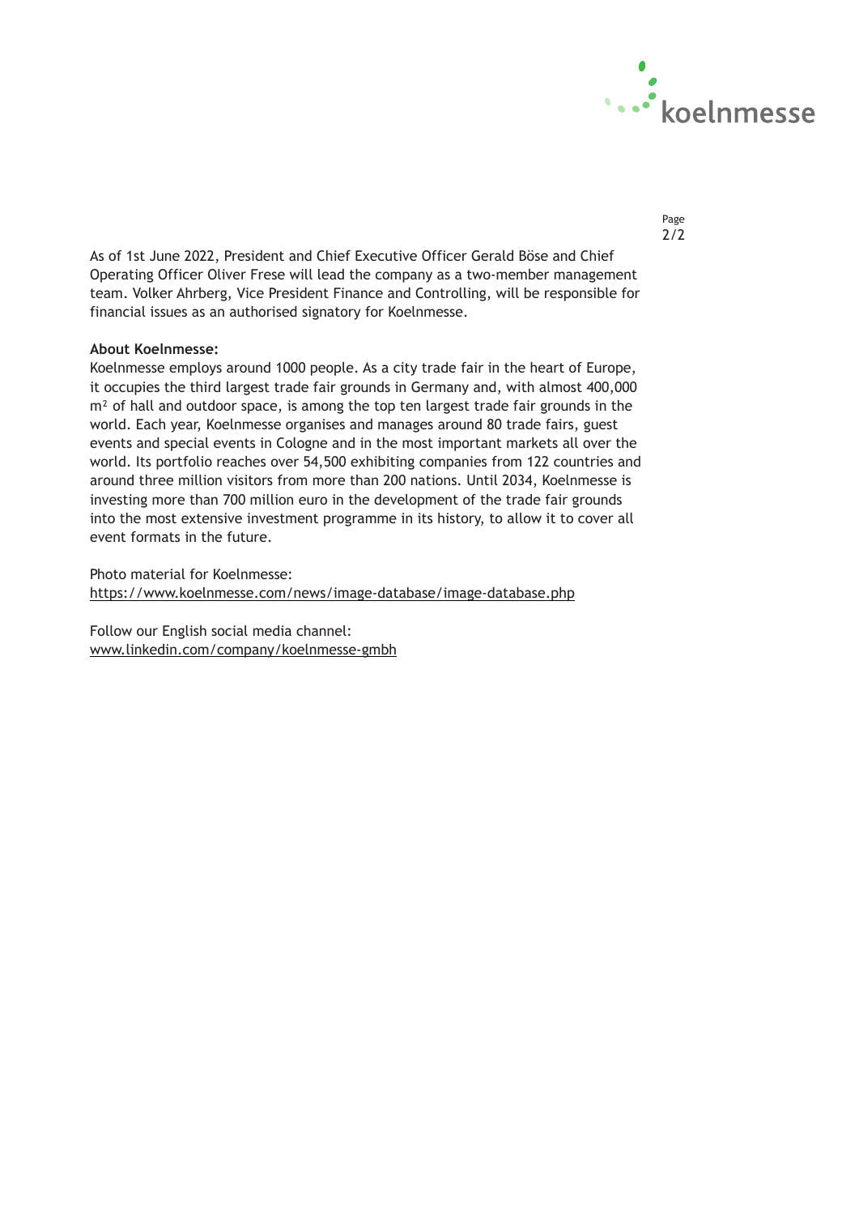As of 1st June 2022, President and Chief Executive Officer Gerald Böse and Chief Operating Officer Oliver Frese will lead the company as a two-member management team. Volker Ahrberg, Vice President Finance and Controlling, will be responsible for financial issues as an authorised signatory for Koelnmesse.

**About Koelnmesse:**
Koelnmesse employs around 1000 people. As a city trade fair in the heart of Europe, it occupies the third largest trade fair grounds in Germany and, with almost 400,000 $m^2$ of hall and outdoor space, is among the top ten largest trade fair grounds in the world. Each year, Koelnmesse organises and manages around 80 trade fairs, guest events and special events in Cologne and in the most important markets all over the world. Its portfolio reaches over 54,500 exhibiting companies from 122 countries and around three million visitors from more than 200 nations. Until 2034, Koelnmesse is investing more than 700 million euro in the development of the trade fair grounds into the most extensive investment programme in its history, to allow it to cover all event formats in the future.

Photo material for Koelnmesse:
https://www.koelnmesse.com/news/image-database/image-database.php

Follow our English social media channel:
www.linkedin.com/company/koelnmesse-gmbh